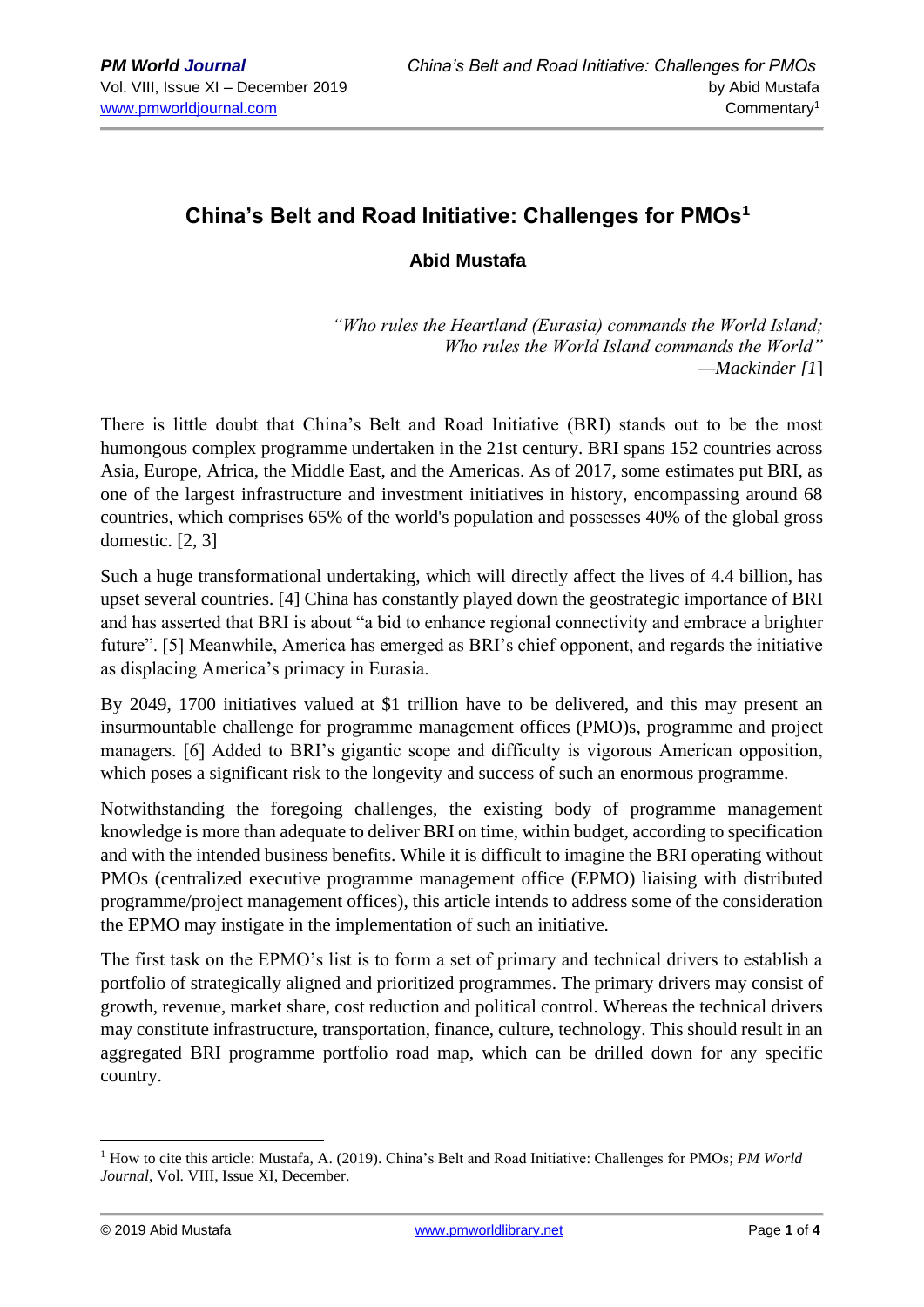# China's Belt and Road Initiative: Challenges for PMOs[1]

**Abid Mustafa**

> *"Who rules the Heartland (Eurasia) commands the World Island;*
> *Who rules the World Island commands the World"*
> *—Mackinder [1]*

There is little doubt that China's Belt and Road Initiative (BRI) stands out to be the most humongous complex programme undertaken in the 21st century. BRI spans 152 countries across Asia, Europe, Africa, the Middle East, and the Americas. As of 2017, some estimates put BRI, as one of the largest infrastructure and investment initiatives in history, encompassing around 68 countries, which comprises 65% of the world's population and possesses 40% of the global gross domestic. [2, 3]

Such a huge transformational undertaking, which will directly affect the lives of 4.4 billion, has upset several countries. [4] China has constantly played down the geostrategic importance of BRI and has asserted that BRI is about "a bid to enhance regional connectivity and embrace a brighter future". [5] Meanwhile, America has emerged as BRI's chief opponent, and regards the initiative as displacing America's primacy in Eurasia.

By 2049, 1700 initiatives valued at $1 trillion have to be delivered, and this may present an insurmountable challenge for programme management offices (PMO)s, programme and project managers. [6] Added to BRI's gigantic scope and difficulty is vigorous American opposition, which poses a significant risk to the longevity and success of such an enormous programme.

Notwithstanding the foregoing challenges, the existing body of programme management knowledge is more than adequate to deliver BRI on time, within budget, according to specification and with the intended business benefits. While it is difficult to imagine the BRI operating without PMOs (centralized executive programme management office (EPMO) liaising with distributed programme/project management offices), this article intends to address some of the consideration the EPMO may instigate in the implementation of such an initiative.

The first task on the EPMO's list is to form a set of primary and technical drivers to establish a portfolio of strategically aligned and prioritized programmes. The primary drivers may consist of growth, revenue, market share, cost reduction and political control. Whereas the technical drivers may constitute infrastructure, transportation, finance, culture, technology. This should result in an aggregated BRI programme portfolio road map, which can be drilled down for any specific country.

[1] How to cite this article: Mustafa, A. (2019). China's Belt and Road Initiative: Challenges for PMOs; *PM World Journal*, Vol. VIII, Issue XI, December.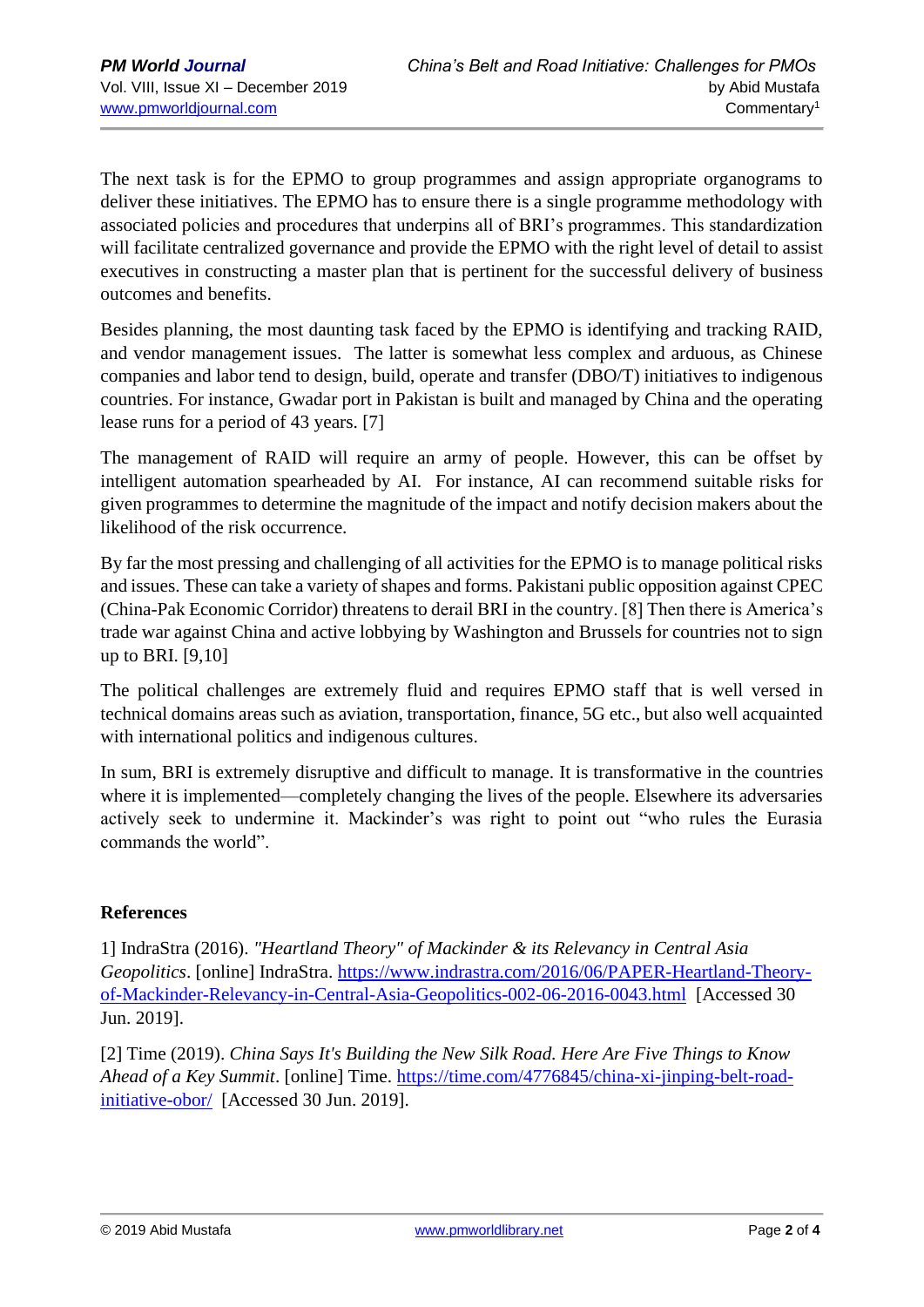The next task is for the EPMO to group programmes and assign appropriate organograms to deliver these initiatives. The EPMO has to ensure there is a single programme methodology with associated policies and procedures that underpins all of BRI's programmes. This standardization will facilitate centralized governance and provide the EPMO with the right level of detail to assist executives in constructing a master plan that is pertinent for the successful delivery of business outcomes and benefits.

Besides planning, the most daunting task faced by the EPMO is identifying and tracking RAID, and vendor management issues. The latter is somewhat less complex and arduous, as Chinese companies and labor tend to design, build, operate and transfer (DBO/T) initiatives to indigenous countries. For instance, Gwadar port in Pakistan is built and managed by China and the operating lease runs for a period of 43 years. [7]

The management of RAID will require an army of people. However, this can be offset by intelligent automation spearheaded by AI. For instance, AI can recommend suitable risks for given programmes to determine the magnitude of the impact and notify decision makers about the likelihood of the risk occurrence.

By far the most pressing and challenging of all activities for the EPMO is to manage political risks and issues. These can take a variety of shapes and forms. Pakistani public opposition against CPEC (China-Pak Economic Corridor) threatens to derail BRI in the country. [8] Then there is America's trade war against China and active lobbying by Washington and Brussels for countries not to sign up to BRI. [9,10]

The political challenges are extremely fluid and requires EPMO staff that is well versed in technical domains areas such as aviation, transportation, finance, 5G etc., but also well acquainted with international politics and indigenous cultures.

In sum, BRI is extremely disruptive and difficult to manage. It is transformative in the countries where it is implemented—completely changing the lives of the people. Elsewhere its adversaries actively seek to undermine it. Mackinder's was right to point out "who rules the Eurasia commands the world".

**References**

1] IndraStra (2016). *"Heartland Theory" of Mackinder & its Relevancy in Central Asia Geopolitics*. [online] IndraStra. https://www.indrastra.com/2016/06/PAPER-Heartland-Theory-of-Mackinder-Relevancy-in-Central-Asia-Geopolitics-002-06-2016-0043.html [Accessed 30 Jun. 2019].

[2] Time (2019). *China Says It's Building the New Silk Road. Here Are Five Things to Know Ahead of a Key Summit*. [online] Time. https://time.com/4776845/china-xi-jinping-belt-road-initiative-obor/ [Accessed 30 Jun. 2019].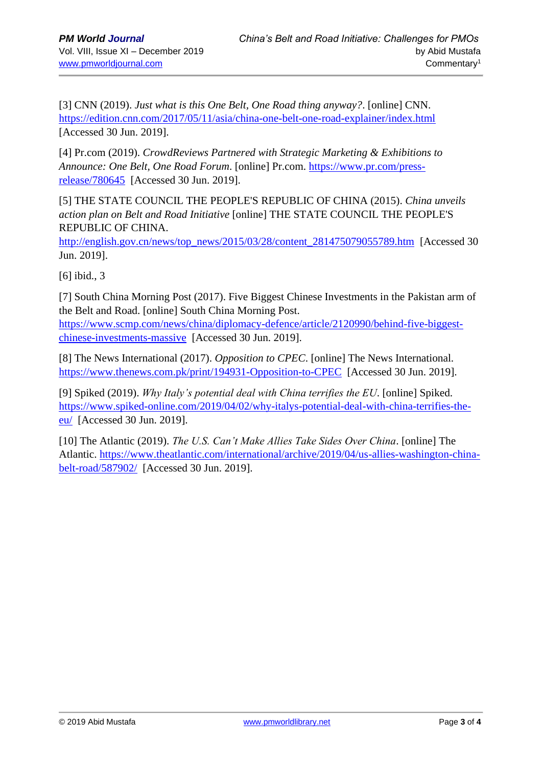[3] CNN (2019). *Just what is this One Belt, One Road thing anyway?*. [online] CNN. https://edition.cnn.com/2017/05/11/asia/china-one-belt-one-road-explainer/index.html [Accessed 30 Jun. 2019].

[4] Pr.com (2019). *CrowdReviews Partnered with Strategic Marketing & Exhibitions to Announce: One Belt, One Road Forum*. [online] Pr.com. https://www.pr.com/press-release/780645 [Accessed 30 Jun. 2019].

[5] THE STATE COUNCIL THE PEOPLE'S REPUBLIC OF CHINA (2015). *China unveils action plan on Belt and Road Initiative* [online] THE STATE COUNCIL THE PEOPLE'S REPUBLIC OF CHINA. http://english.gov.cn/news/top_news/2015/03/28/content_281475079055789.htm [Accessed 30 Jun. 2019].

[6] ibid., 3

[7] South China Morning Post (2017). Five Biggest Chinese Investments in the Pakistan arm of the Belt and Road. [online] South China Morning Post. https://www.scmp.com/news/china/diplomacy-defence/article/2120990/behind-five-biggest-chinese-investments-massive [Accessed 30 Jun. 2019].

[8] The News International (2017). *Opposition to CPEC*. [online] The News International. https://www.thenews.com.pk/print/194931-Opposition-to-CPEC [Accessed 30 Jun. 2019].

[9] Spiked (2019). *Why Italy's potential deal with China terrifies the EU*. [online] Spiked. https://www.spiked-online.com/2019/04/02/why-italys-potential-deal-with-china-terrifies-the-eu/ [Accessed 30 Jun. 2019].

[10] The Atlantic (2019). *The U.S. Can't Make Allies Take Sides Over China*. [online] The Atlantic. https://www.theatlantic.com/international/archive/2019/04/us-allies-washington-china-belt-road/587902/ [Accessed 30 Jun. 2019].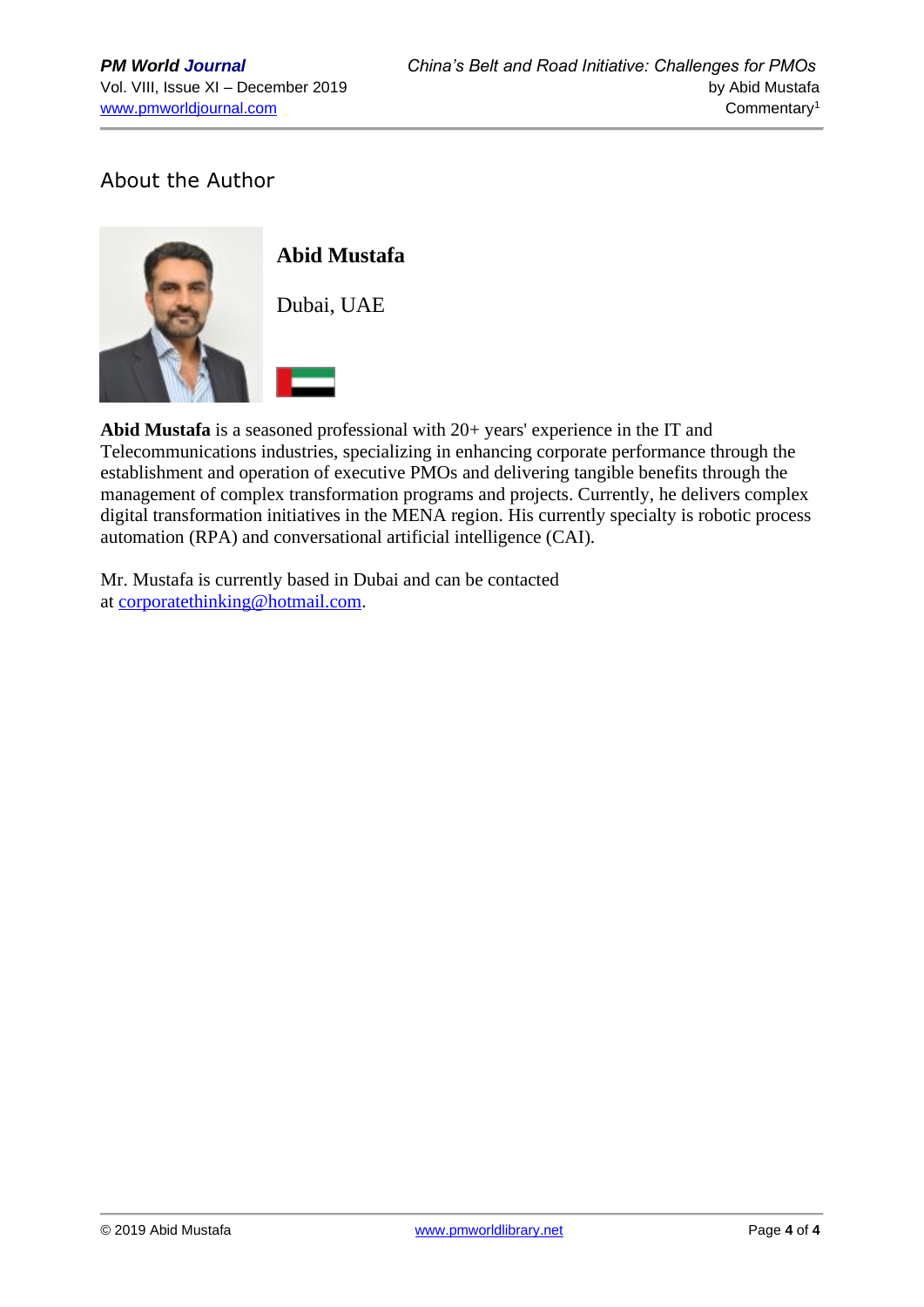## About the Author

**Abid Mustafa**

Dubai, UAE

**Abid Mustafa** is a seasoned professional with 20+ years' experience in the IT and Telecommunications industries, specializing in enhancing corporate performance through the establishment and operation of executive PMOs and delivering tangible benefits through the management of complex transformation programs and projects. Currently, he delivers complex digital transformation initiatives in the MENA region. His currently specialty is robotic process automation (RPA) and conversational artificial intelligence (CAI).

Mr. Mustafa is currently based in Dubai and can be contacted at corporatethinking@hotmail.com.